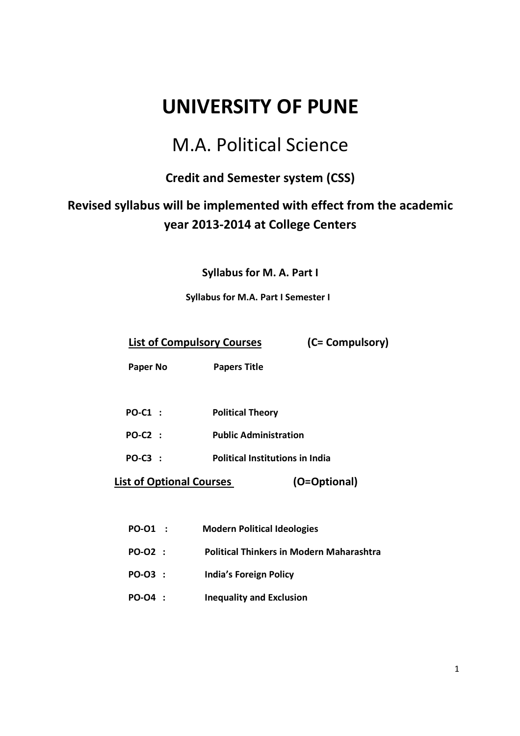# UNIVERSITY OF PUNE

## M.A. Political Science

**Credit and Semester system (CSS)**

**Revised syllabus will be implemented with effect from the academic year 2013-2014 at College Centers**

**Syllabus for M. A. Part I**

**Syllabus for M.A. Part I Semester I**

**<u>List of Compulsory Courses</u>** **(C= Compulsory)**

| Paper No | Papers Title |
|---|---|
| **PO-C1 :** | **Political Theory** |
| **PO-C2 :** | **Public Administration** |
| **PO-C3 :** | **Political Institutions in India** |

**<u>List of Optional Courses</u>** **(O=Optional)**

| | |
|---|---|
| **PO-O1 :** | **Modern Political Ideologies** |
| **PO-O2 :** | **Political Thinkers in Modern Maharashtra** |
| **PO-O3 :** | **India's Foreign Policy** |
| **PO-O4 :** | **Inequality and Exclusion** |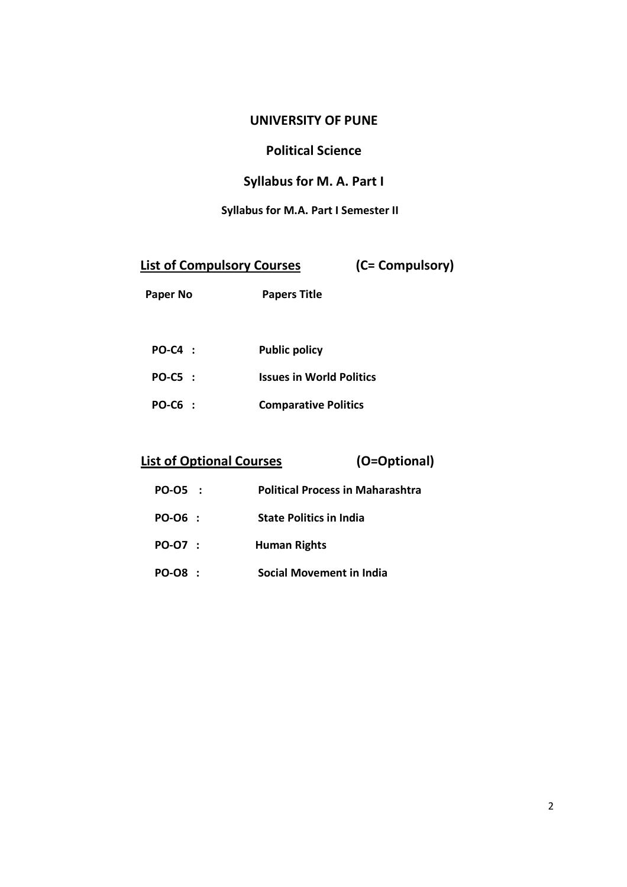# UNIVERSITY OF PUNE

## Political Science

## Syllabus for M. A. Part I

### Syllabus for M.A. Part I Semester II

**List of Compulsory Courses** **(C= Compulsory)**

| Paper No | Papers Title |
| --- | --- |
| PO-C4 : | Public policy |
| PO-C5 : | Issues in World Politics |
| PO-C6 : | Comparative Politics |

**List of Optional Courses** **(O=Optional)**

| | |
| --- | --- |
| PO-O5 : | Political Process in Maharashtra |
| PO-O6 : | State Politics in India |
| PO-O7 : | Human Rights |
| PO-O8 : | Social Movement in India |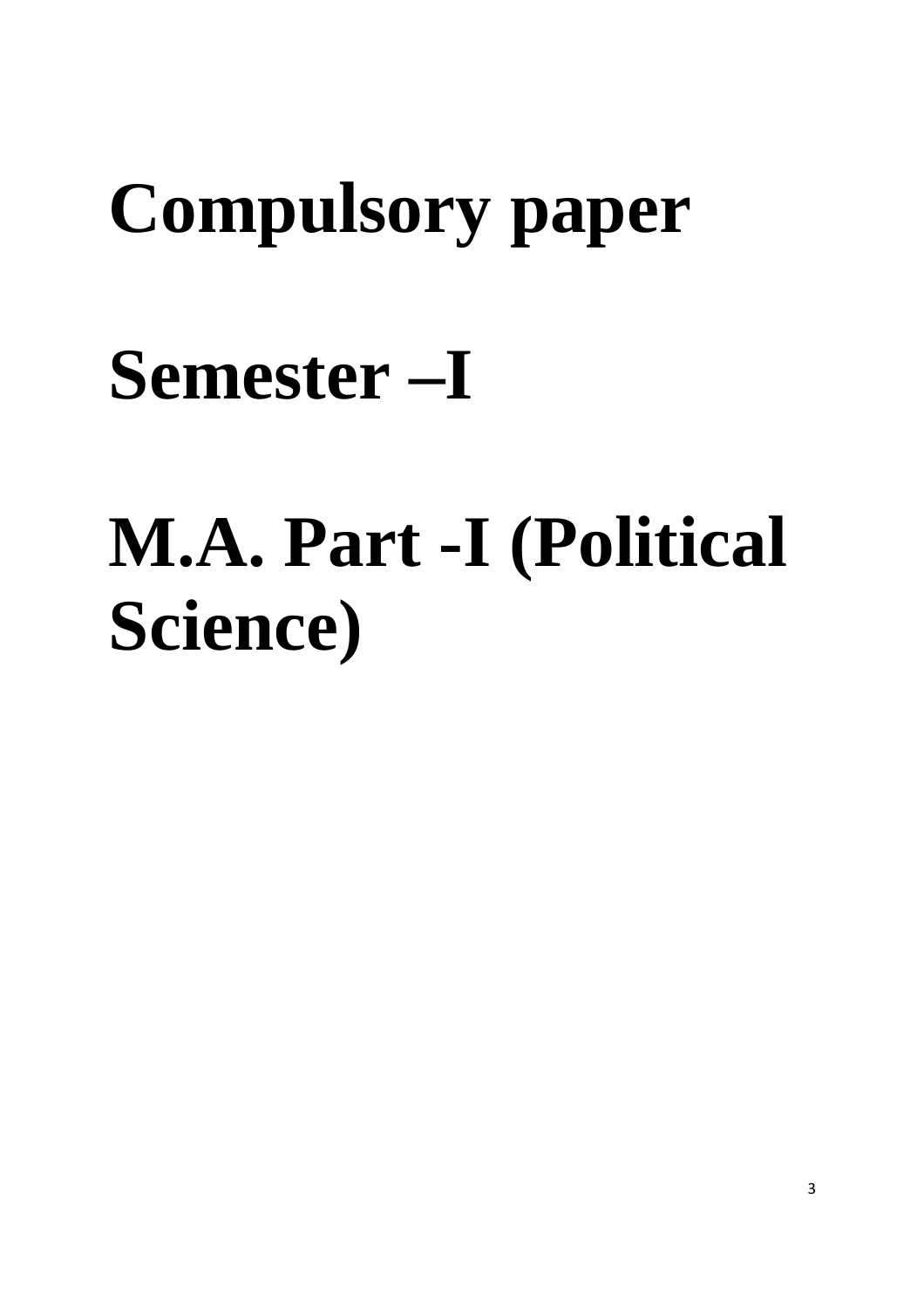# Compulsory paper

# Semester –I

# M.A. Part -I (Political Science)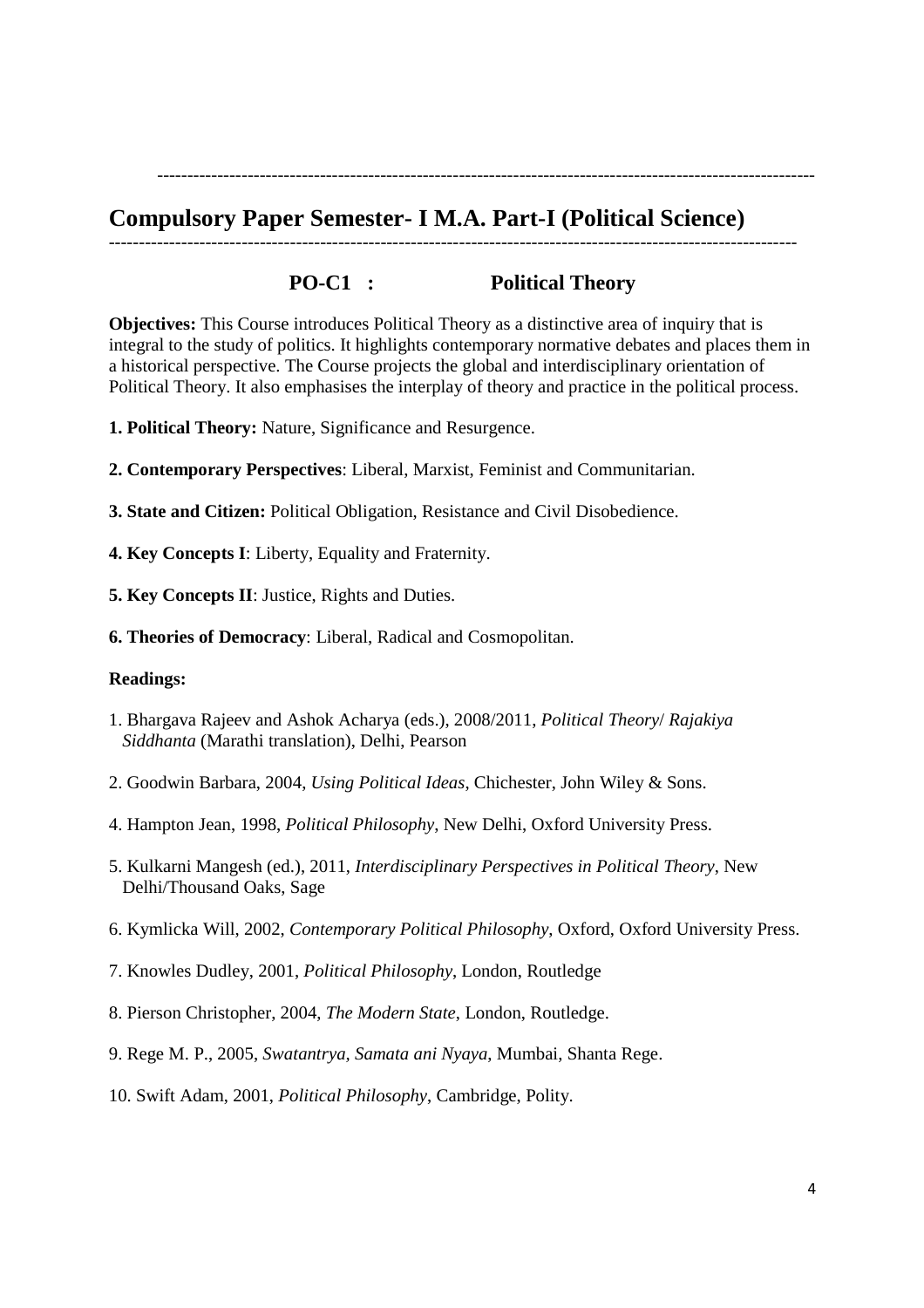## Compulsory Paper Semester- I M.A. Part-I (Political Science)

### PO-C1 : Political Theory

**Objectives:** This Course introduces Political Theory as a distinctive area of inquiry that is integral to the study of politics. It highlights contemporary normative debates and places them in a historical perspective. The Course projects the global and interdisciplinary orientation of Political Theory. It also emphasises the interplay of theory and practice in the political process.

**1. Political Theory:** Nature, Significance and Resurgence.

**2. Contemporary Perspectives**: Liberal, Marxist, Feminist and Communitarian.

**3. State and Citizen:** Political Obligation, Resistance and Civil Disobedience.

**4. Key Concepts I**: Liberty, Equality and Fraternity.

**5. Key Concepts II**: Justice, Rights and Duties.

**6. Theories of Democracy**: Liberal, Radical and Cosmopolitan.

**Readings:**

1. Bhargava Rajeev and Ashok Acharya (eds.), 2008/2011, *Political Theory*/ *Rajakiya Siddhanta* (Marathi translation), Delhi, Pearson

2. Goodwin Barbara, 2004, *Using Political Ideas*, Chichester, John Wiley & Sons.

4. Hampton Jean, 1998, *Political Philosophy*, New Delhi, Oxford University Press.

5. Kulkarni Mangesh (ed.), 2011, *Interdisciplinary Perspectives in Political Theory*, New Delhi/Thousand Oaks, Sage

6. Kymlicka Will, 2002, *Contemporary Political Philosophy*, Oxford, Oxford University Press.

7. Knowles Dudley, 2001, *Political Philosophy*, London, Routledge

8. Pierson Christopher, 2004, *The Modern State*, London, Routledge.

9. Rege M. P., 2005, *Swatantrya, Samata ani Nyaya*, Mumbai, Shanta Rege.

10. Swift Adam, 2001, *Political Philosophy*, Cambridge, Polity.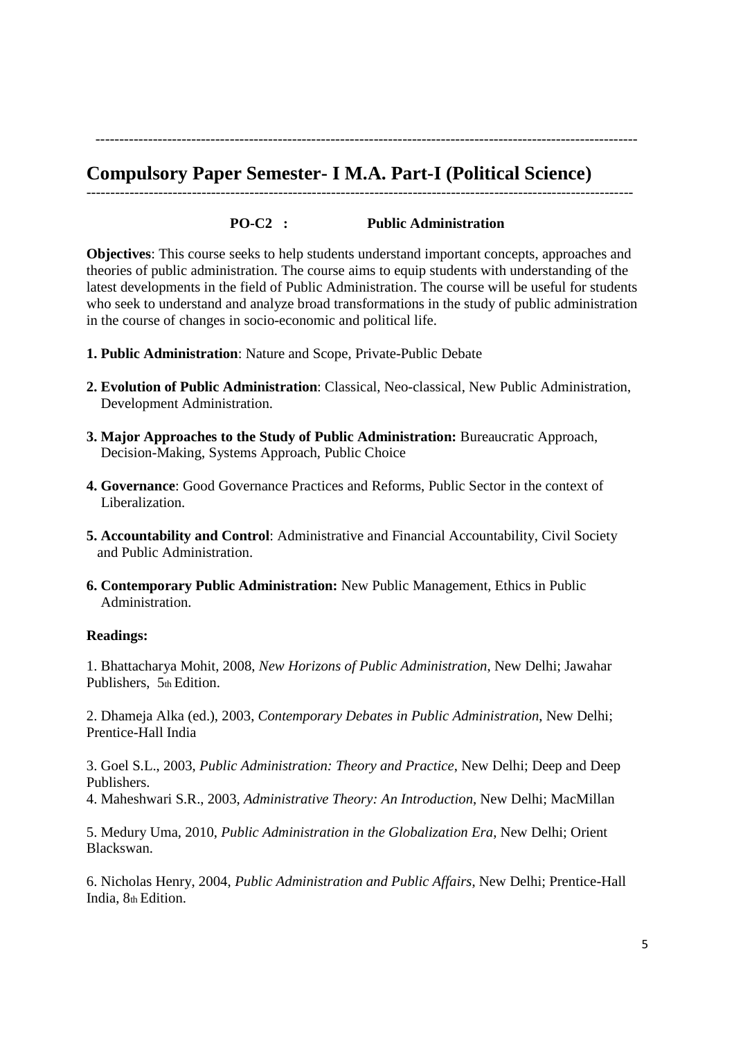---

# Compulsory Paper Semester- I M.A. Part-I (Political Science)

---

**PO-C2 : Public Administration**

**Objectives**: This course seeks to help students understand important concepts, approaches and theories of public administration. The course aims to equip students with understanding of the latest developments in the field of Public Administration. The course will be useful for students who seek to understand and analyze broad transformations in the study of public administration in the course of changes in socio-economic and political life.

**1. Public Administration**: Nature and Scope, Private-Public Debate

**2. Evolution of Public Administration**: Classical, Neo-classical, New Public Administration, Development Administration.

**3. Major Approaches to the Study of Public Administration:** Bureaucratic Approach, Decision-Making, Systems Approach, Public Choice

**4. Governance**: Good Governance Practices and Reforms, Public Sector in the context of Liberalization.

**5. Accountability and Control**: Administrative and Financial Accountability, Civil Society and Public Administration.

**6. Contemporary Public Administration:** New Public Management, Ethics in Public Administration.

**Readings:**

1. Bhattacharya Mohit, 2008, *New Horizons of Public Administration*, New Delhi; Jawahar Publishers, 5th Edition.

2. Dhameja Alka (ed.), 2003, *Contemporary Debates in Public Administration*, New Delhi; Prentice-Hall India

3. Goel S.L., 2003, *Public Administration: Theory and Practice*, New Delhi; Deep and Deep Publishers.

4. Maheshwari S.R., 2003, *Administrative Theory: An Introduction*, New Delhi; MacMillan

5. Medury Uma, 2010, *Public Administration in the Globalization Era*, New Delhi; Orient Blackswan.

6. Nicholas Henry, 2004, *Public Administration and Public Affairs*, New Delhi; Prentice-Hall India, 8th Edition.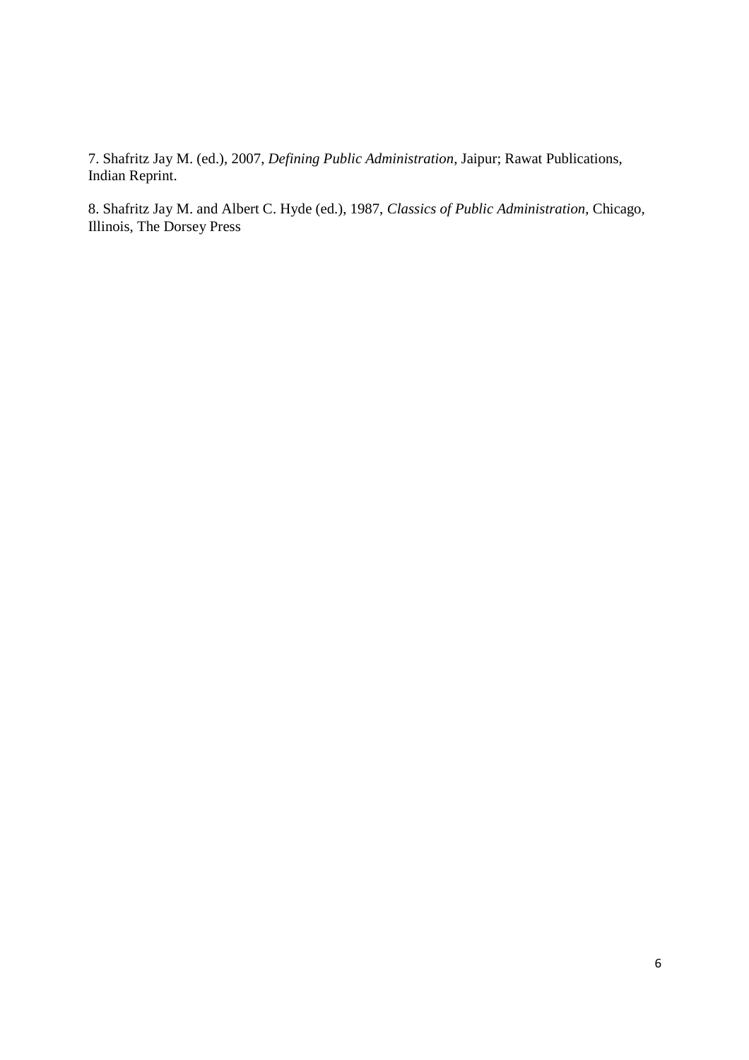7. Shafritz Jay M. (ed.), 2007, *Defining Public Administration*, Jaipur; Rawat Publications, Indian Reprint.

8. Shafritz Jay M. and Albert C. Hyde (ed.), 1987, *Classics of Public Administration*, Chicago, Illinois, The Dorsey Press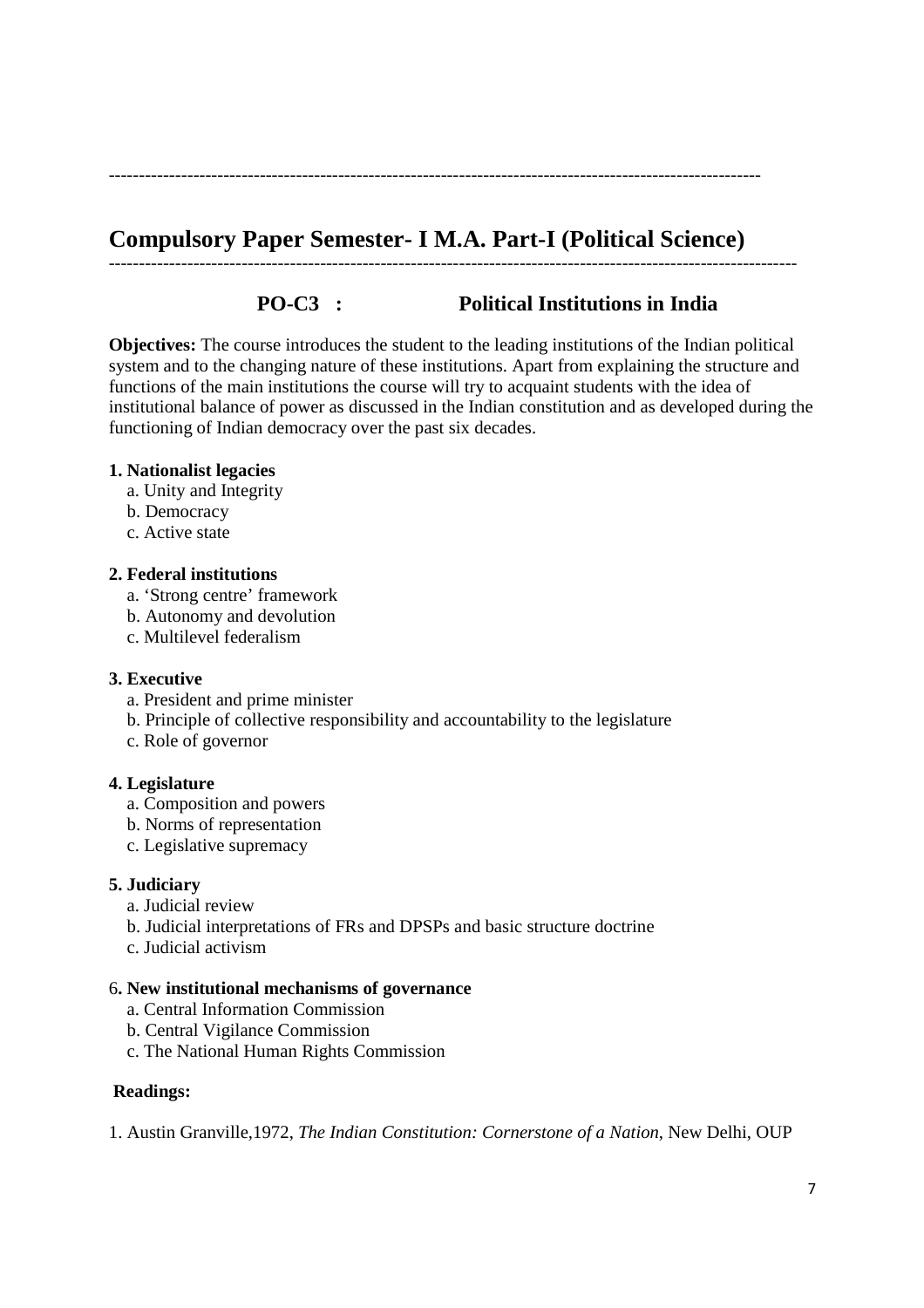---

## Compulsory Paper Semester- I M.A. Part-I (Political Science)

---

### PO-C3 : Political Institutions in India

**Objectives:** The course introduces the student to the leading institutions of the Indian political system and to the changing nature of these institutions. Apart from explaining the structure and functions of the main institutions the course will try to acquaint students with the idea of institutional balance of power as discussed in the Indian constitution and as developed during the functioning of Indian democracy over the past six decades.

**1. Nationalist legacies**

a. Unity and Integrity
b. Democracy
c. Active state

**2. Federal institutions**

a. 'Strong centre' framework
b. Autonomy and devolution
c. Multilevel federalism

**3. Executive**

a. President and prime minister
b. Principle of collective responsibility and accountability to the legislature
c. Role of governor

**4. Legislature**

a. Composition and powers
b. Norms of representation
c. Legislative supremacy

**5. Judiciary**

a. Judicial review
b. Judicial interpretations of FRs and DPSPs and basic structure doctrine
c. Judicial activism

6**. New institutional mechanisms of governance**

a. Central Information Commission
b. Central Vigilance Commission
c. The National Human Rights Commission

**Readings:**

1. Austin Granville,1972, *The Indian Constitution: Cornerstone of a Nation*, New Delhi, OUP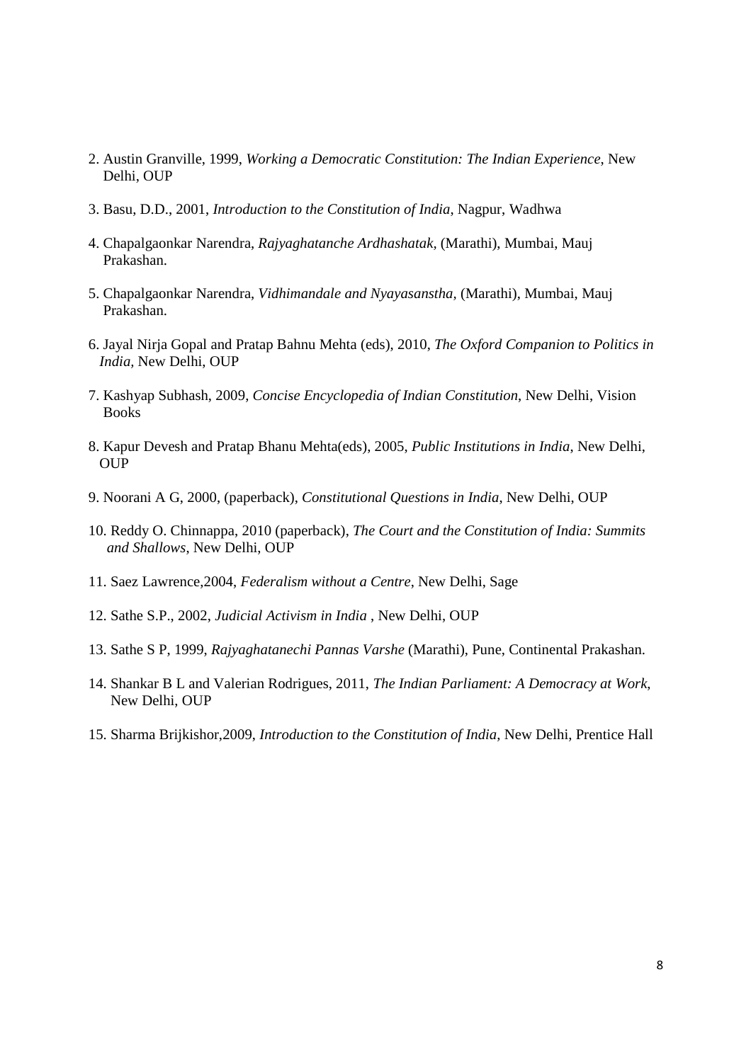2. Austin Granville, 1999, *Working a Democratic Constitution: The Indian Experience*, New Delhi, OUP

3. Basu, D.D., 2001, *Introduction to the Constitution of India*, Nagpur, Wadhwa

4. Chapalgaonkar Narendra, *Rajyaghatanche Ardhashatak*, (Marathi), Mumbai, Mauj Prakashan.

5. Chapalgaonkar Narendra, *Vidhimandale and Nyayasanstha*, (Marathi), Mumbai, Mauj Prakashan.

6. Jayal Nirja Gopal and Pratap Bahnu Mehta (eds), 2010, *The Oxford Companion to Politics in India*, New Delhi, OUP

7. Kashyap Subhash, 2009, *Concise Encyclopedia of Indian Constitution*, New Delhi, Vision Books

8. Kapur Devesh and Pratap Bhanu Mehta(eds), 2005, *Public Institutions in India*, New Delhi, OUP

9. Noorani A G, 2000, (paperback), *Constitutional Questions in India*, New Delhi, OUP

10. Reddy O. Chinnappa, 2010 (paperback), *The Court and the Constitution of India: Summits and Shallows*, New Delhi, OUP

11. Saez Lawrence,2004, *Federalism without a Centre*, New Delhi, Sage

12. Sathe S.P., 2002, *Judicial Activism in India* , New Delhi, OUP

13. Sathe S P, 1999, *Rajyaghatanechi Pannas Varshe* (Marathi), Pune, Continental Prakashan.

14. Shankar B L and Valerian Rodrigues, 2011, *The Indian Parliament: A Democracy at Work*, New Delhi, OUP

15. Sharma Brijkishor,2009, *Introduction to the Constitution of India*, New Delhi, Prentice Hall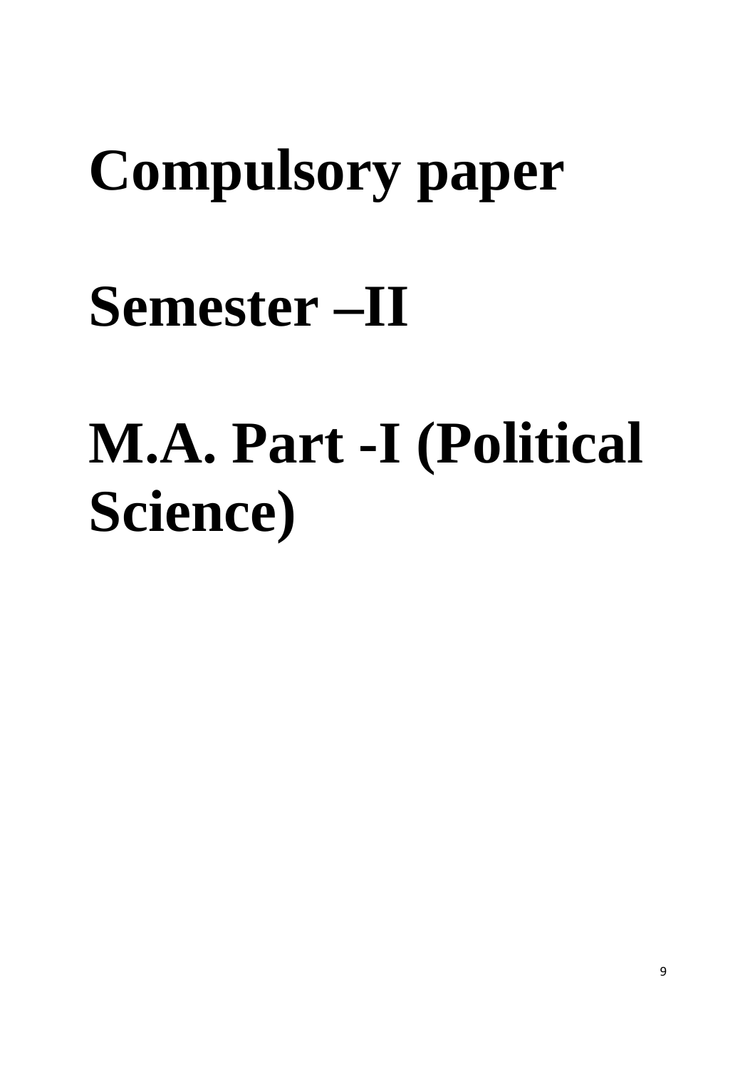# Compulsory paper

# Semester –II

# M.A. Part -I (Political Science)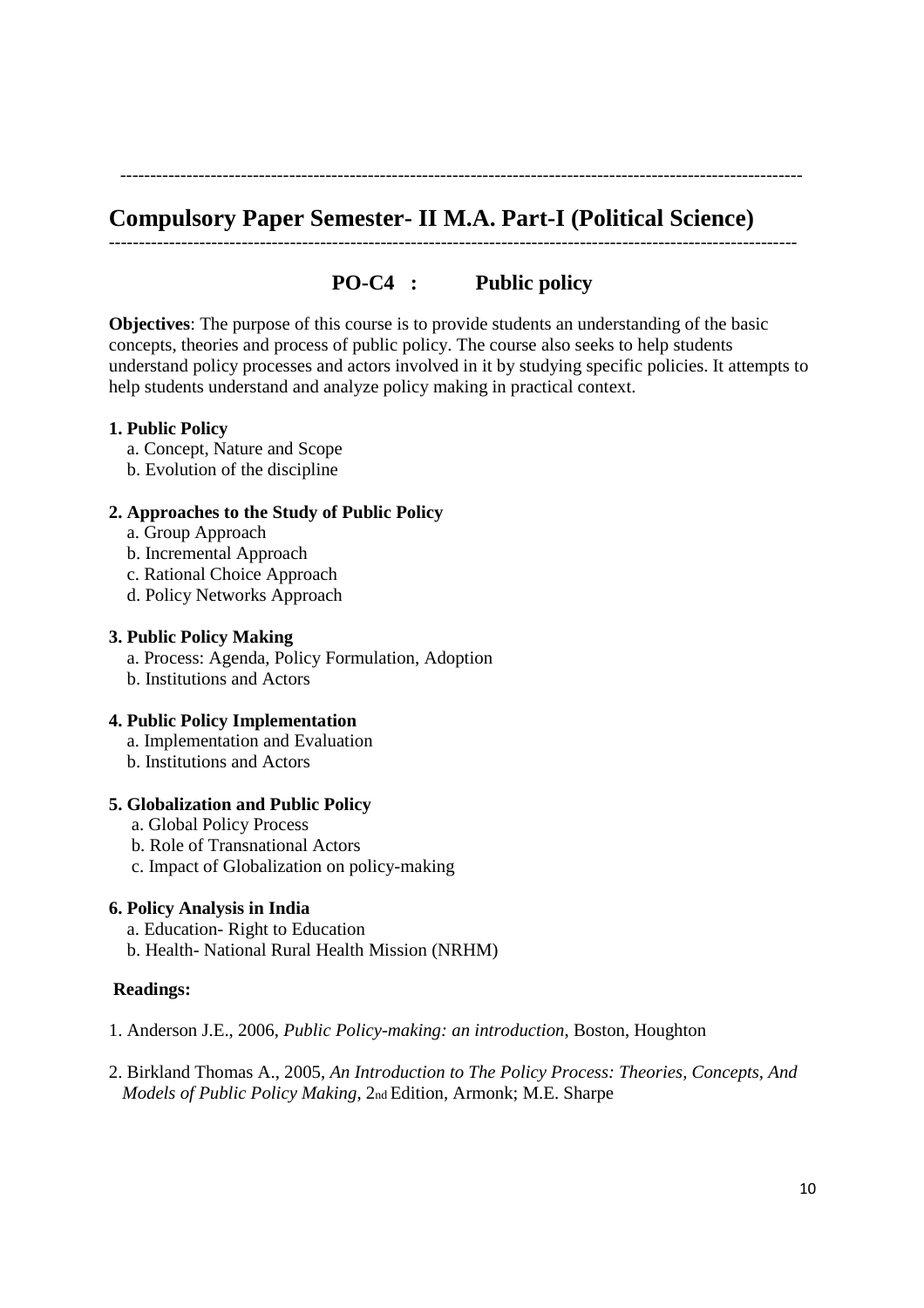## Compulsory Paper Semester- II M.A. Part-I (Political Science)

### PO-C4 : Public policy

**Objectives**: The purpose of this course is to provide students an understanding of the basic concepts, theories and process of public policy. The course also seeks to help students understand policy processes and actors involved in it by studying specific policies. It attempts to help students understand and analyze policy making in practical context.

**1. Public Policy**

a. Concept, Nature and Scope
b. Evolution of the discipline

**2. Approaches to the Study of Public Policy**

a. Group Approach
b. Incremental Approach
c. Rational Choice Approach
d. Policy Networks Approach

**3. Public Policy Making**

a. Process: Agenda, Policy Formulation, Adoption
b. Institutions and Actors

**4. Public Policy Implementation**

a. Implementation and Evaluation
b. Institutions and Actors

**5. Globalization and Public Policy**

a. Global Policy Process
b. Role of Transnational Actors
c. Impact of Globalization on policy-making

**6. Policy Analysis in India**

a. Education- Right to Education
b. Health- National Rural Health Mission (NRHM)

**Readings:**

1. Anderson J.E., 2006, *Public Policy-making: an introduction*, Boston, Houghton

2. Birkland Thomas A., 2005, *An Introduction to The Policy Process: Theories, Concepts, And Models of Public Policy Making*, 2nd Edition, Armonk; M.E. Sharpe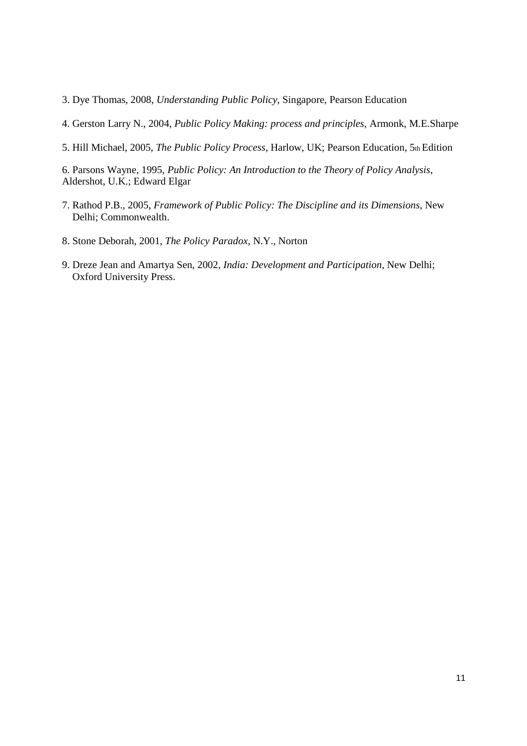3. Dye Thomas, 2008, *Understanding Public Policy*, Singapore, Pearson Education

4. Gerston Larry N., 2004, *Public Policy Making: process and principles*, Armonk, M.E.Sharpe

5. Hill Michael, 2005, *The Public Policy Process*, Harlow, UK; Pearson Education, 5th Edition

6. Parsons Wayne, 1995, *Public Policy: An Introduction to the Theory of Policy Analysis*, Aldershot, U.K.; Edward Elgar

7. Rathod P.B., 2005, *Framework of Public Policy: The Discipline and its Dimensions*, New Delhi; Commonwealth.

8. Stone Deborah, 2001, *The Policy Paradox*, N.Y., Norton

9. Dreze Jean and Amartya Sen, 2002, *India: Development and Participation*, New Delhi; Oxford University Press.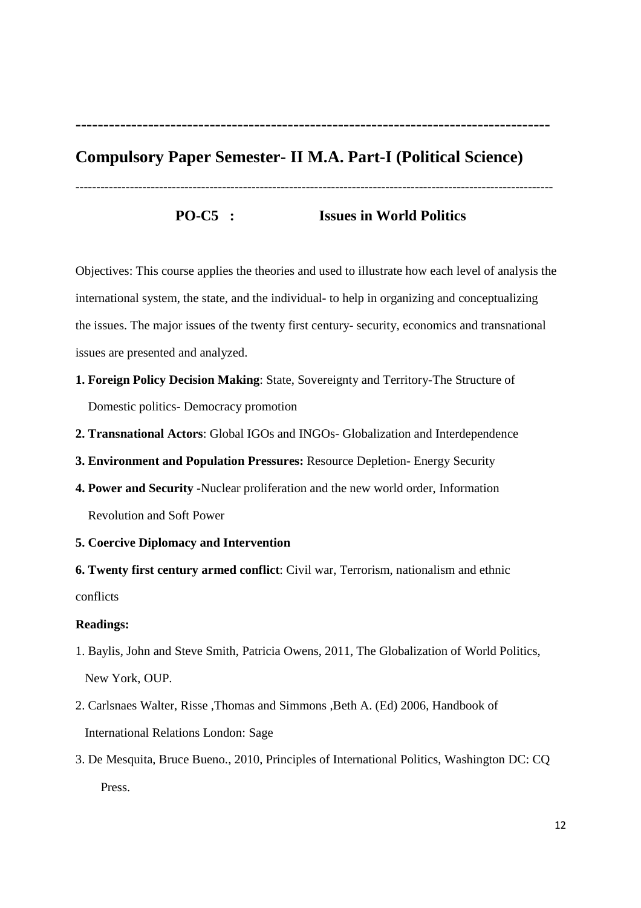---

## Compulsory Paper Semester- II M.A. Part-I (Political Science)

---

### PO-C5 : Issues in World Politics

Objectives: This course applies the theories and used to illustrate how each level of analysis the international system, the state, and the individual- to help in organizing and conceptualizing the issues. The major issues of the twenty first century- security, economics and transnational issues are presented and analyzed.

1. **Foreign Policy Decision Making**: State, Sovereignty and Territory-The Structure of Domestic politics- Democracy promotion
2. **Transnational Actors**: Global IGOs and INGOs- Globalization and Interdependence
3. **Environment and Population Pressures:** Resource Depletion- Energy Security
4. **Power and Security** -Nuclear proliferation and the new world order, Information Revolution and Soft Power
5. **Coercive Diplomacy and Intervention**
6. **Twenty first century armed conflict**: Civil war, Terrorism, nationalism and ethnic conflicts

**Readings:**

1. Baylis, John and Steve Smith, Patricia Owens, 2011, The Globalization of World Politics, New York, OUP.
2. Carlsnaes Walter, Risse ,Thomas and Simmons ,Beth A. (Ed) 2006, Handbook of International Relations London: Sage
3. De Mesquita, Bruce Bueno., 2010, Principles of International Politics, Washington DC: CQ Press.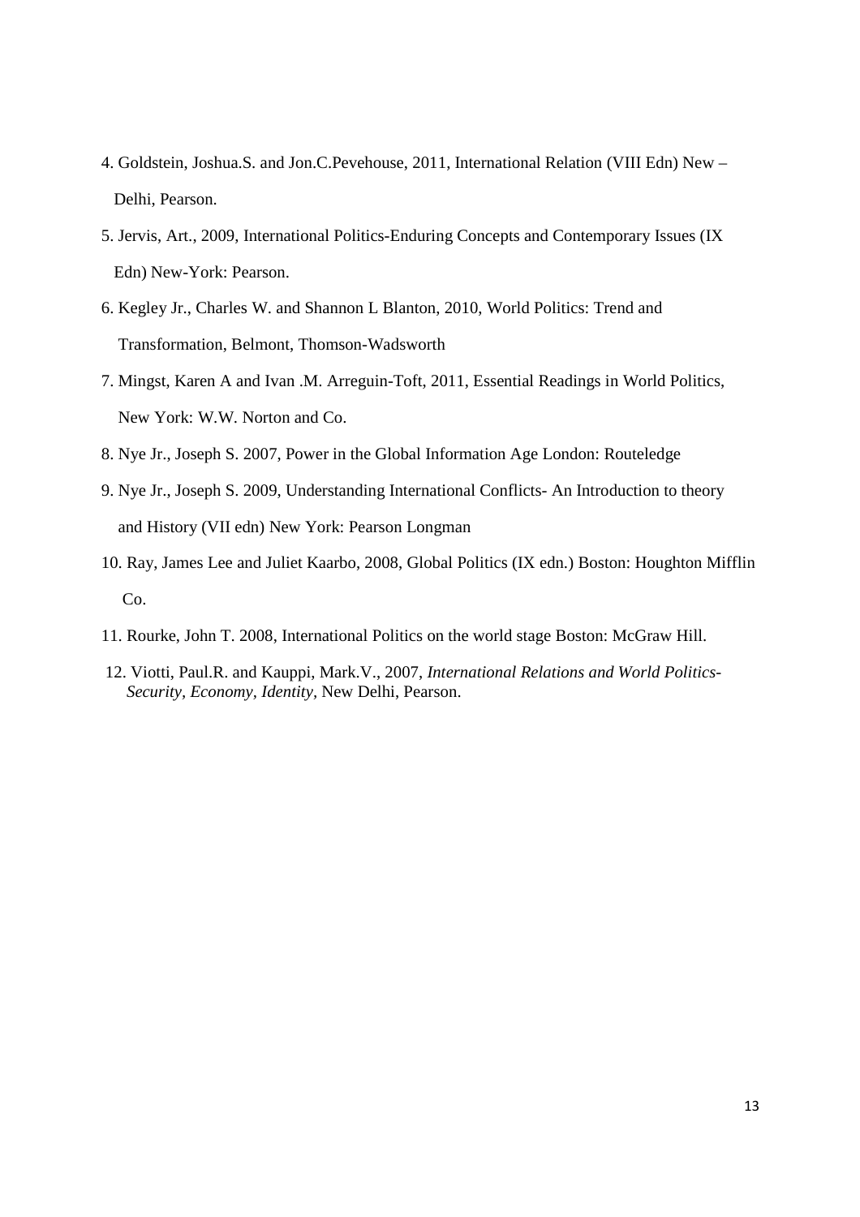4. Goldstein, Joshua.S. and Jon.C.Pevehouse, 2011, International Relation (VIII Edn) New – Delhi, Pearson.
5. Jervis, Art., 2009, International Politics-Enduring Concepts and Contemporary Issues (IX Edn) New-York: Pearson.
6. Kegley Jr., Charles W. and Shannon L Blanton, 2010, World Politics: Trend and Transformation, Belmont, Thomson-Wadsworth
7. Mingst, Karen A and Ivan .M. Arreguin-Toft, 2011, Essential Readings in World Politics, New York: W.W. Norton and Co.
8. Nye Jr., Joseph S. 2007, Power in the Global Information Age London: Routeledge
9. Nye Jr., Joseph S. 2009, Understanding International Conflicts- An Introduction to theory and History (VII edn) New York: Pearson Longman
10. Ray, James Lee and Juliet Kaarbo, 2008, Global Politics (IX edn.) Boston: Houghton Mifflin Co.
11. Rourke, John T. 2008, International Politics on the world stage Boston: McGraw Hill.
12. Viotti, Paul.R. and Kauppi, Mark.V., 2007, *International Relations and World Politics- Security, Economy, Identity*, New Delhi, Pearson.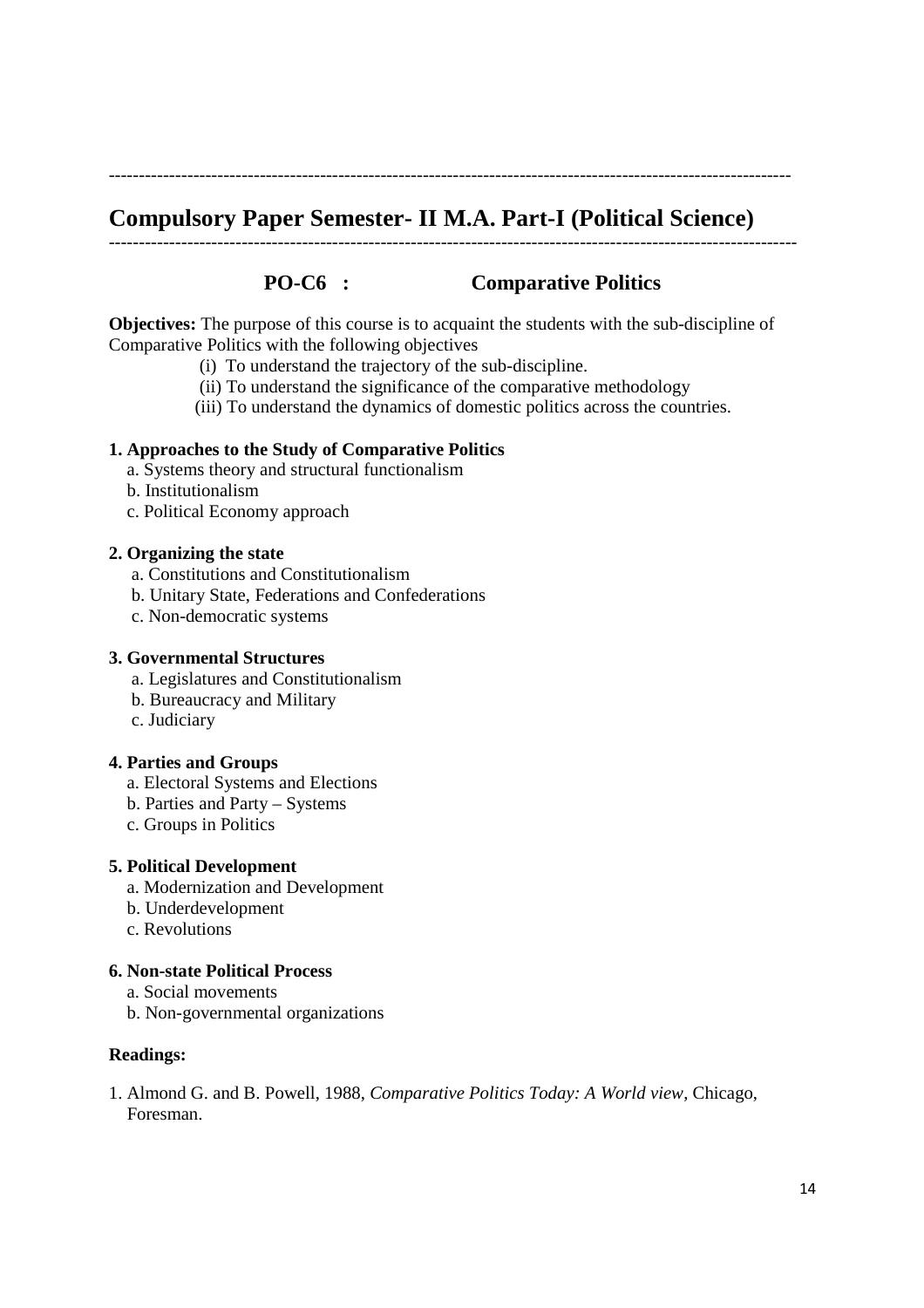---

## Compulsory Paper Semester- II M.A. Part-I (Political Science)

---

### PO-C6 : Comparative Politics

**Objectives:** The purpose of this course is to acquaint the students with the sub-discipline of Comparative Politics with the following objectives

(i) To understand the trajectory of the sub-discipline.
(ii) To understand the significance of the comparative methodology
(iii) To understand the dynamics of domestic politics across the countries.

**1. Approaches to the Study of Comparative Politics**

a. Systems theory and structural functionalism
b. Institutionalism
c. Political Economy approach

**2. Organizing the state**

a. Constitutions and Constitutionalism
b. Unitary State, Federations and Confederations
c. Non-democratic systems

**3. Governmental Structures**

a. Legislatures and Constitutionalism
b. Bureaucracy and Military
c. Judiciary

**4. Parties and Groups**

a. Electoral Systems and Elections
b. Parties and Party – Systems
c. Groups in Politics

**5. Political Development**

a. Modernization and Development
b. Underdevelopment
c. Revolutions

**6. Non-state Political Process**

a. Social movements
b. Non-governmental organizations

**Readings:**

1. Almond G. and B. Powell, 1988, *Comparative Politics Today: A World view*, Chicago, Foresman.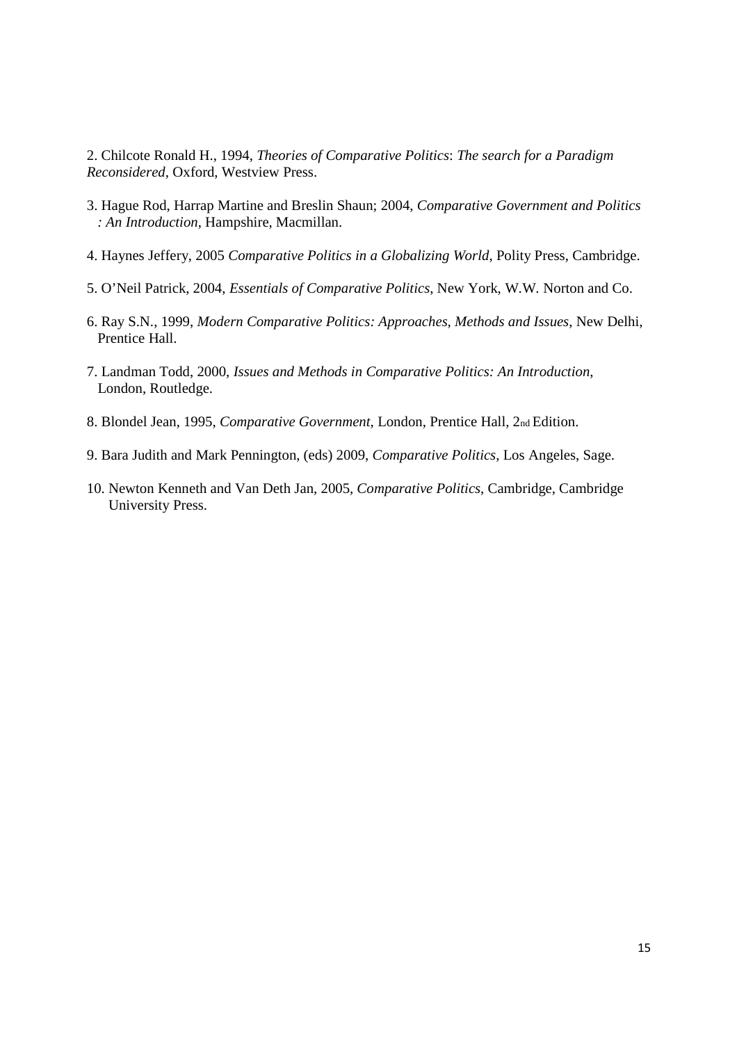2. Chilcote Ronald H., 1994, *Theories of Comparative Politics*: *The search for a Paradigm Reconsidered*, Oxford, Westview Press.

3. Hague Rod, Harrap Martine and Breslin Shaun; 2004, *Comparative Government and Politics : An Introduction*, Hampshire, Macmillan.

4. Haynes Jeffery, 2005 *Comparative Politics in a Globalizing World*, Polity Press, Cambridge.

5. O'Neil Patrick, 2004, *Essentials of Comparative Politics*, New York, W.W. Norton and Co.

6. Ray S.N., 1999, *Modern Comparative Politics: Approaches, Methods and Issues*, New Delhi, Prentice Hall.

7. Landman Todd, 2000, *Issues and Methods in Comparative Politics: An Introduction*, London, Routledge.

8. Blondel Jean, 1995, *Comparative Government*, London, Prentice Hall, 2nd Edition.

9. Bara Judith and Mark Pennington, (eds) 2009, *Comparative Politics*, Los Angeles, Sage.

10. Newton Kenneth and Van Deth Jan, 2005, *Comparative Politics*, Cambridge, Cambridge University Press.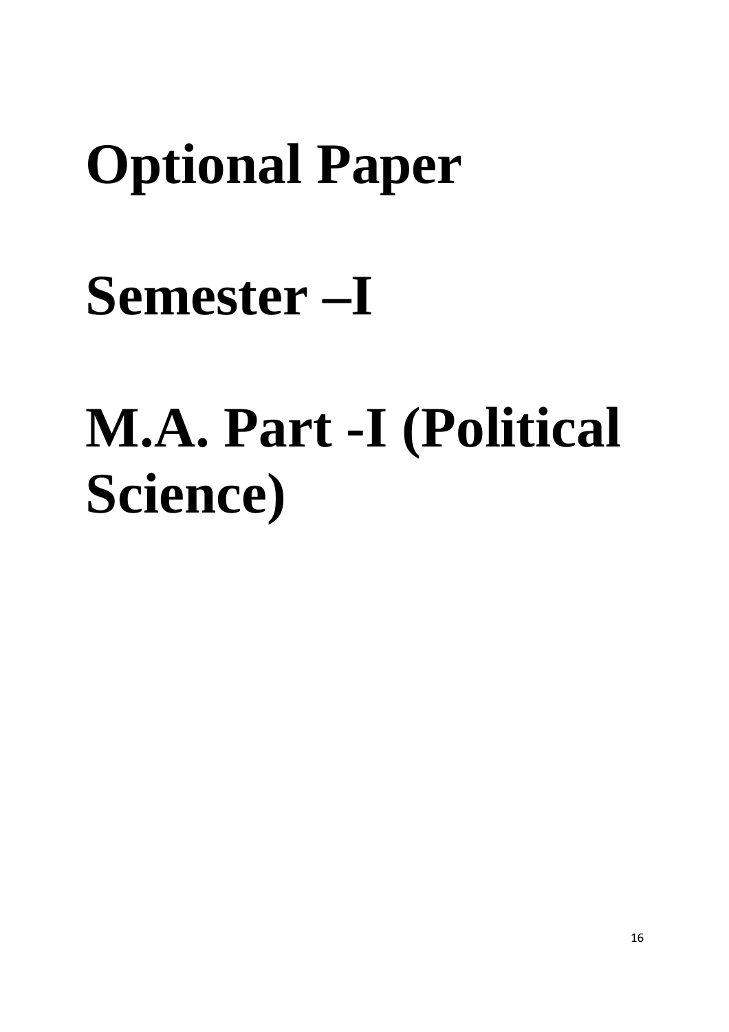# Optional Paper

# Semester –I

# M.A. Part -I (Political Science)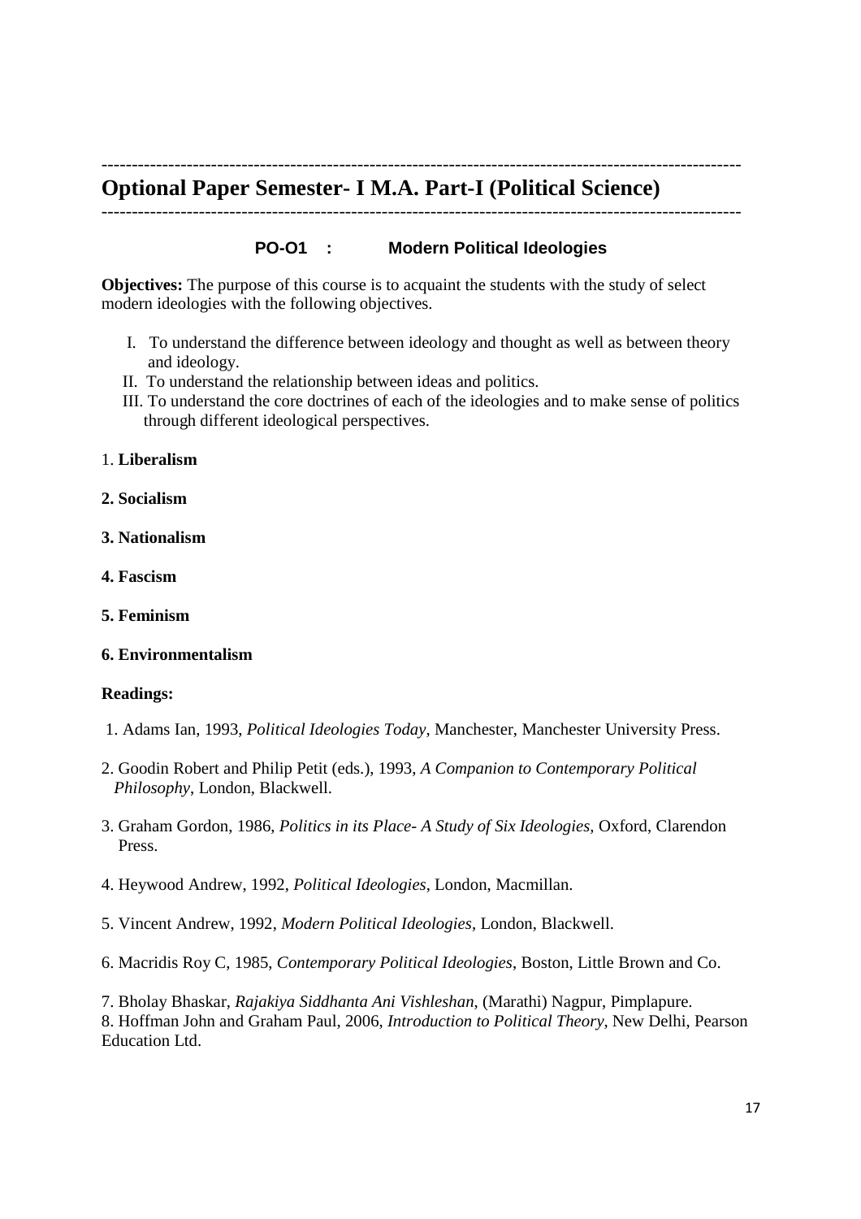---

# Optional Paper Semester- I M.A. Part-I (Political Science)

---

### PO-O1 : Modern Political Ideologies

**Objectives:** The purpose of this course is to acquaint the students with the study of select modern ideologies with the following objectives.

I. To understand the difference between ideology and thought as well as between theory and ideology.
II. To understand the relationship between ideas and politics.
III. To understand the core doctrines of each of the ideologies and to make sense of politics through different ideological perspectives.

1. **Liberalism**

**2. Socialism**

**3. Nationalism**

**4. Fascism**

**5. Feminism**

**6. Environmentalism**

**Readings:**

1. Adams Ian, 1993, *Political Ideologies Today*, Manchester, Manchester University Press.

2. Goodin Robert and Philip Petit (eds.), 1993, *A Companion to Contemporary Political Philosophy*, London, Blackwell.

3. Graham Gordon, 1986, *Politics in its Place- A Study of Six Ideologies*, Oxford, Clarendon Press.

4. Heywood Andrew, 1992, *Political Ideologies*, London, Macmillan.

5. Vincent Andrew, 1992, *Modern Political Ideologies*, London, Blackwell.

6. Macridis Roy C, 1985, *Contemporary Political Ideologies*, Boston, Little Brown and Co.

7. Bholay Bhaskar, *Rajakiya Siddhanta Ani Vishleshan*, (Marathi) Nagpur, Pimplapure.
8. Hoffman John and Graham Paul, 2006, *Introduction to Political Theory*, New Delhi, Pearson Education Ltd.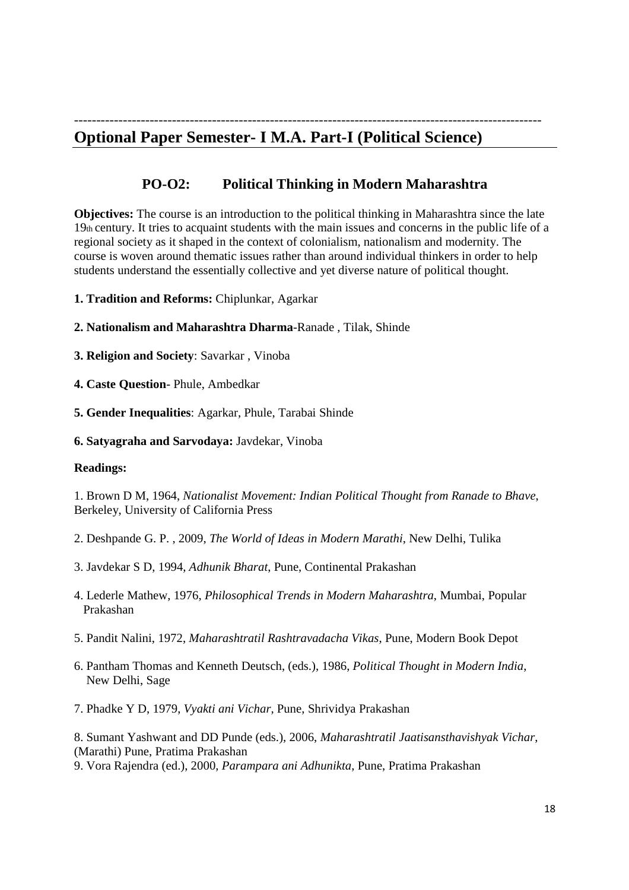---

## Optional Paper Semester- I M.A. Part-I (Political Science)

### PO-O2: Political Thinking in Modern Maharashtra

**Objectives:** The course is an introduction to the political thinking in Maharashtra since the late 19th century. It tries to acquaint students with the main issues and concerns in the public life of a regional society as it shaped in the context of colonialism, nationalism and modernity. The course is woven around thematic issues rather than around individual thinkers in order to help students understand the essentially collective and yet diverse nature of political thought.

**1. Tradition and Reforms:** Chiplunkar, Agarkar

**2. Nationalism and Maharashtra Dharma**-Ranade , Tilak, Shinde

**3. Religion and Society**: Savarkar , Vinoba

**4. Caste Question**- Phule, Ambedkar

**5. Gender Inequalities**: Agarkar, Phule, Tarabai Shinde

**6. Satyagraha and Sarvodaya:** Javdekar, Vinoba

**Readings:**

1. Brown D M, 1964, *Nationalist Movement: Indian Political Thought from Ranade to Bhave*, Berkeley, University of California Press

2. Deshpande G. P. , 2009, *The World of Ideas in Modern Marathi*, New Delhi, Tulika

3. Javdekar S D, 1994, *Adhunik Bharat*, Pune, Continental Prakashan

4. Lederle Mathew, 1976, *Philosophical Trends in Modern Maharashtra*, Mumbai, Popular Prakashan

5. Pandit Nalini, 1972, *Maharashtratil Rashtravadacha Vikas*, Pune, Modern Book Depot

6. Pantham Thomas and Kenneth Deutsch, (eds.), 1986, *Political Thought in Modern India*, New Delhi, Sage

7. Phadke Y D, 1979, *Vyakti ani Vichar*, Pune, Shrividya Prakashan

8. Sumant Yashwant and DD Punde (eds.), 2006, *Maharashtratil Jaatisansthavishyak Vichar*, (Marathi) Pune, Pratima Prakashan

9. Vora Rajendra (ed.), 2000, *Parampara ani Adhunikta*, Pune, Pratima Prakashan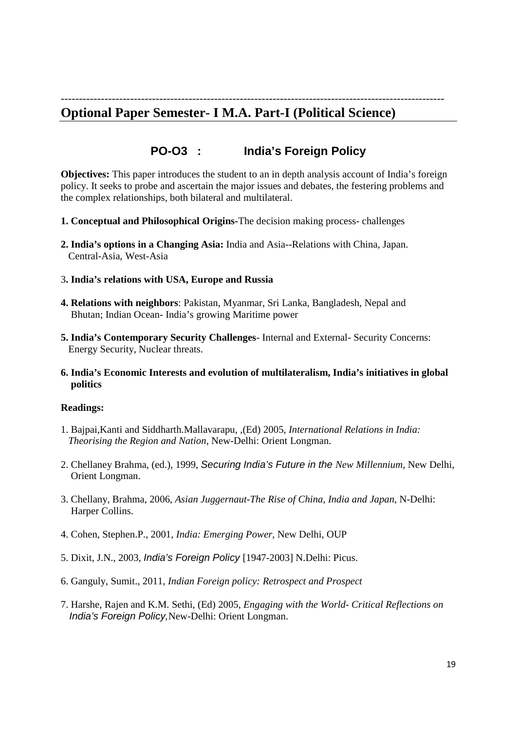---

## Optional Paper Semester- I M.A. Part-I (Political Science)

### PO-O3 : India's Foreign Policy

**Objectives:** This paper introduces the student to an in depth analysis account of India's foreign policy. It seeks to probe and ascertain the major issues and debates, the festering problems and the complex relationships, both bilateral and multilateral.

**1. Conceptual and Philosophical Origins-**The decision making process- challenges

**2. India's options in a Changing Asia:** India and Asia--Relations with China, Japan. Central-Asia, West-Asia

3**. India's relations with USA, Europe and Russia**

**4. Relations with neighbors**: Pakistan, Myanmar, Sri Lanka, Bangladesh, Nepal and Bhutan; Indian Ocean- India's growing Maritime power

**5. India's Contemporary Security Challenges**- Internal and External- Security Concerns: Energy Security, Nuclear threats.

**6. India's Economic Interests and evolution of multilateralism, India's initiatives in global politics**

**Readings:**

1. Bajpai,Kanti and Siddharth.Mallavarapu, ,(Ed) 2005, *International Relations in India: Theorising the Region and Nation*, New-Delhi: Orient Longman.
2. Chellaney Brahma, (ed.), 1999, *Securing India's Future in the New Millennium*, New Delhi, Orient Longman.
3. Chellany, Brahma, 2006, *Asian Juggernaut-The Rise of China, India and Japan*, N-Delhi: Harper Collins.
4. Cohen, Stephen.P., 2001, *India: Emerging Power*, New Delhi, OUP
5. Dixit, J.N., 2003, *India's Foreign Policy* [1947-2003] N.Delhi: Picus.
6. Ganguly, Sumit., 2011, *Indian Foreign policy: Retrospect and Prospect*
7. Harshe, Rajen and K.M. Sethi, (Ed) 2005, *Engaging with the World- Critical Reflections on India's Foreign Policy,*New-Delhi: Orient Longman.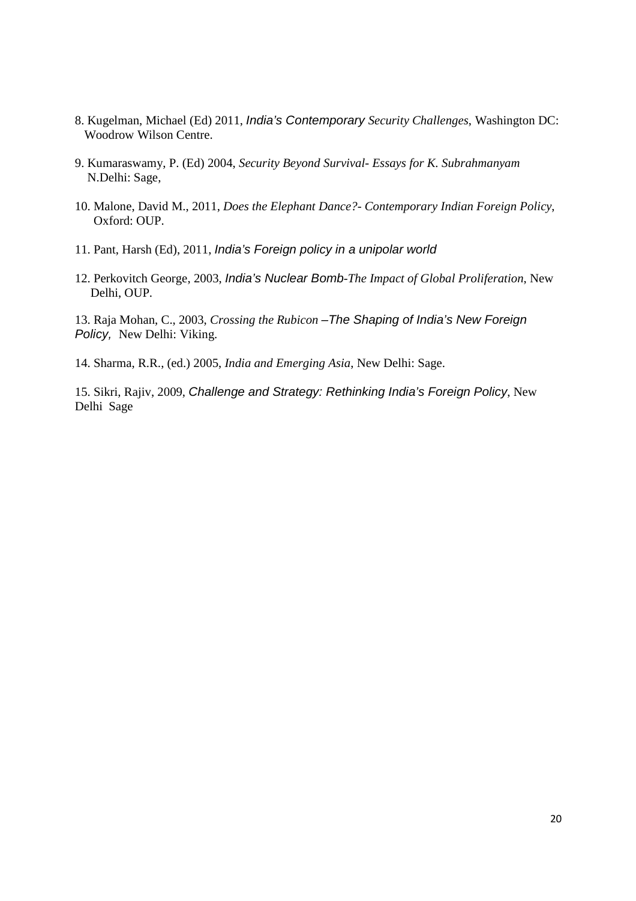8. Kugelman, Michael (Ed) 2011, *India's Contemporary Security Challenges,* Washington DC: Woodrow Wilson Centre.

9. Kumaraswamy, P. (Ed) 2004, *Security Beyond Survival- Essays for K. Subrahmanyam* N.Delhi: Sage,

10. Malone, David M., 2011, *Does the Elephant Dance?- Contemporary Indian Foreign Policy*, Oxford: OUP.

11. Pant, Harsh (Ed), 2011, *India's Foreign policy in a unipolar world*

12. Perkovitch George, 2003, *India's Nuclear Bomb-The Impact of Global Proliferation*, New Delhi, OUP.

13. Raja Mohan, C., 2003, *Crossing the Rubicon –The Shaping of India's New Foreign Policy,* New Delhi: Viking.

14. Sharma, R.R., (ed.) 2005, *India and Emerging Asia*, New Delhi: Sage.

15. Sikri, Rajiv, 2009, *Challenge and Strategy: Rethinking India's Foreign Policy*, New Delhi Sage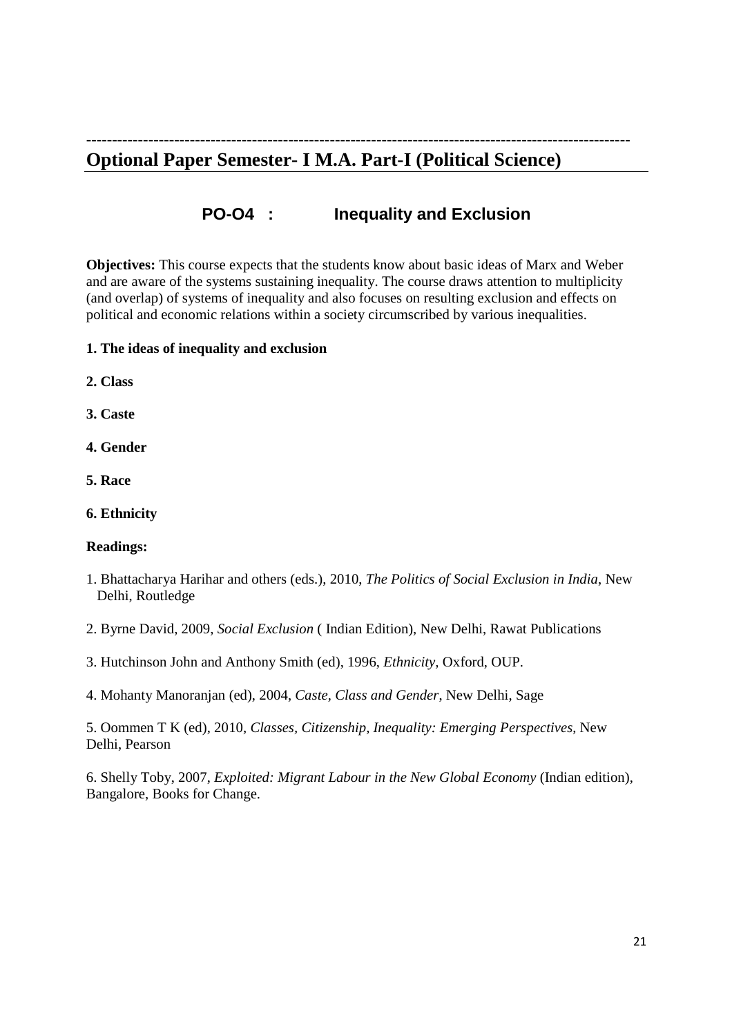---

## Optional Paper Semester- I M.A. Part-I (Political Science)

### PO-O4 : Inequality and Exclusion

**Objectives:** This course expects that the students know about basic ideas of Marx and Weber and are aware of the systems sustaining inequality. The course draws attention to multiplicity (and overlap) of systems of inequality and also focuses on resulting exclusion and effects on political and economic relations within a society circumscribed by various inequalities.

**1. The ideas of inequality and exclusion**

**2. Class**

**3. Caste**

**4. Gender**

**5. Race**

**6. Ethnicity**

**Readings:**

1. Bhattacharya Harihar and others (eds.), 2010, *The Politics of Social Exclusion in India*, New Delhi, Routledge

2. Byrne David, 2009, *Social Exclusion* ( Indian Edition), New Delhi, Rawat Publications

3. Hutchinson John and Anthony Smith (ed), 1996, *Ethnicity*, Oxford, OUP.

4. Mohanty Manoranjan (ed), 2004, *Caste, Class and Gender*, New Delhi, Sage

5. Oommen T K (ed), 2010, *Classes, Citizenship, Inequality: Emerging Perspectives*, New Delhi, Pearson

6. Shelly Toby, 2007, *Exploited: Migrant Labour in the New Global Economy* (Indian edition), Bangalore, Books for Change.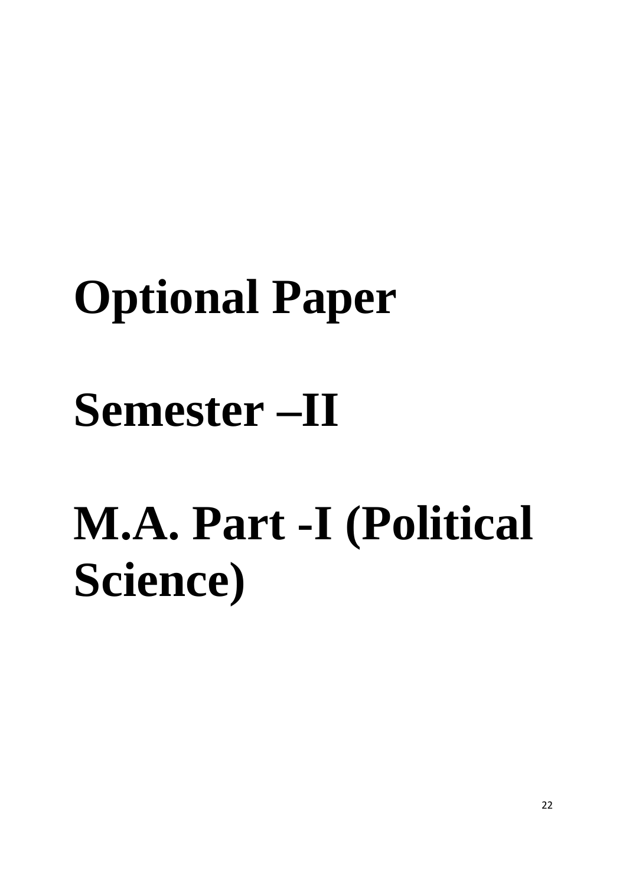# Optional Paper

# Semester –II

# M.A. Part -I (Political Science)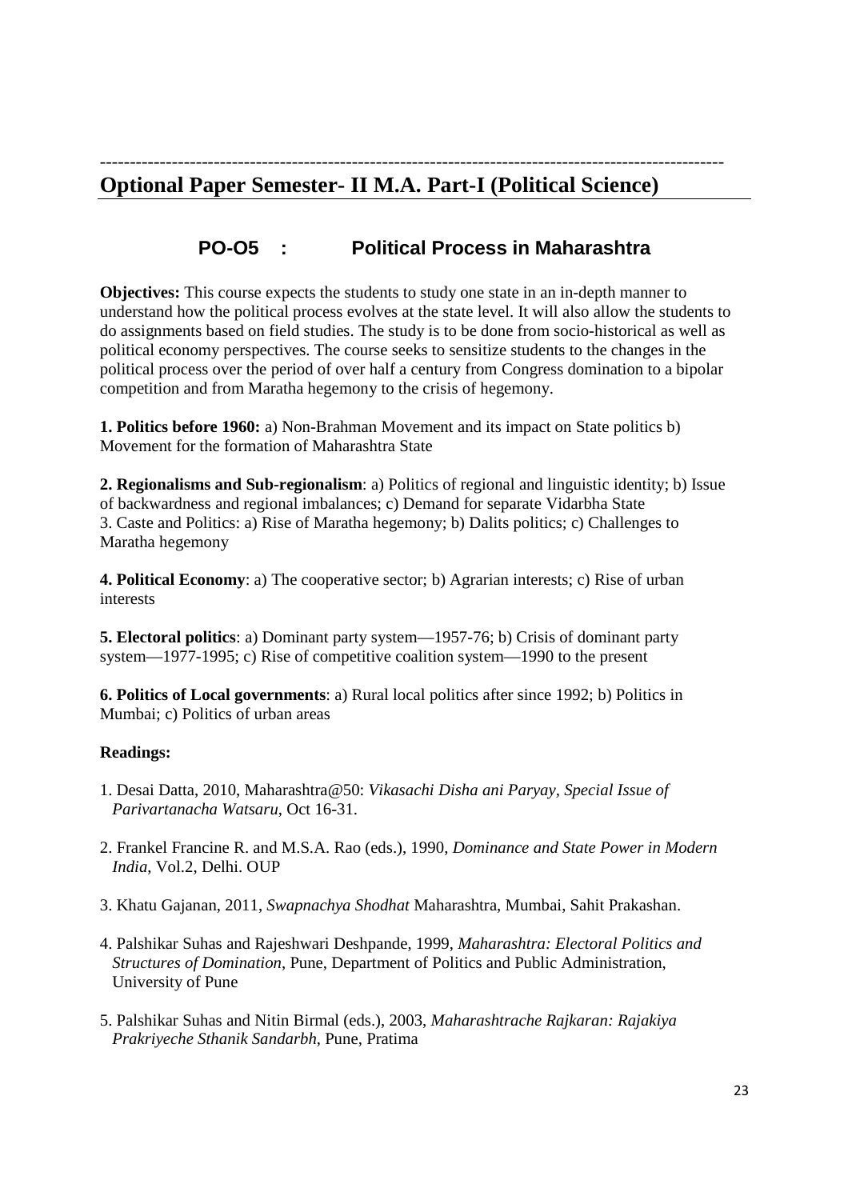---

## Optional Paper Semester- II M.A. Part-I (Political Science)

### PO-O5 : Political Process in Maharashtra

**Objectives:** This course expects the students to study one state in an in-depth manner to understand how the political process evolves at the state level. It will also allow the students to do assignments based on field studies. The study is to be done from socio-historical as well as political economy perspectives. The course seeks to sensitize students to the changes in the political process over the period of over half a century from Congress domination to a bipolar competition and from Maratha hegemony to the crisis of hegemony.

**1. Politics before 1960:** a) Non-Brahman Movement and its impact on State politics b) Movement for the formation of Maharashtra State

**2. Regionalisms and Sub-regionalism**: a) Politics of regional and linguistic identity; b) Issue of backwardness and regional imbalances; c) Demand for separate Vidarbha State
3. Caste and Politics: a) Rise of Maratha hegemony; b) Dalits politics; c) Challenges to Maratha hegemony

**4. Political Economy**: a) The cooperative sector; b) Agrarian interests; c) Rise of urban interests

**5. Electoral politics**: a) Dominant party system—1957-76; b) Crisis of dominant party system—1977-1995; c) Rise of competitive coalition system—1990 to the present

**6. Politics of Local governments**: a) Rural local politics after since 1992; b) Politics in Mumbai; c) Politics of urban areas

**Readings:**

1. Desai Datta, 2010, Maharashtra@50: *Vikasachi Disha ani Paryay, Special Issue of Parivartanacha Watsaru*, Oct 16-31.
2. Frankel Francine R. and M.S.A. Rao (eds.), 1990, *Dominance and State Power in Modern India*, Vol.2, Delhi. OUP
3. Khatu Gajanan, 2011, *Swapnachya Shodhat* Maharashtra, Mumbai, Sahit Prakashan.
4. Palshikar Suhas and Rajeshwari Deshpande, 1999, *Maharashtra: Electoral Politics and Structures of Domination*, Pune, Department of Politics and Public Administration, University of Pune
5. Palshikar Suhas and Nitin Birmal (eds.), 2003, *Maharashtrache Rajkaran: Rajakiya Prakriyeche Sthanik Sandarbh*, Pune, Pratima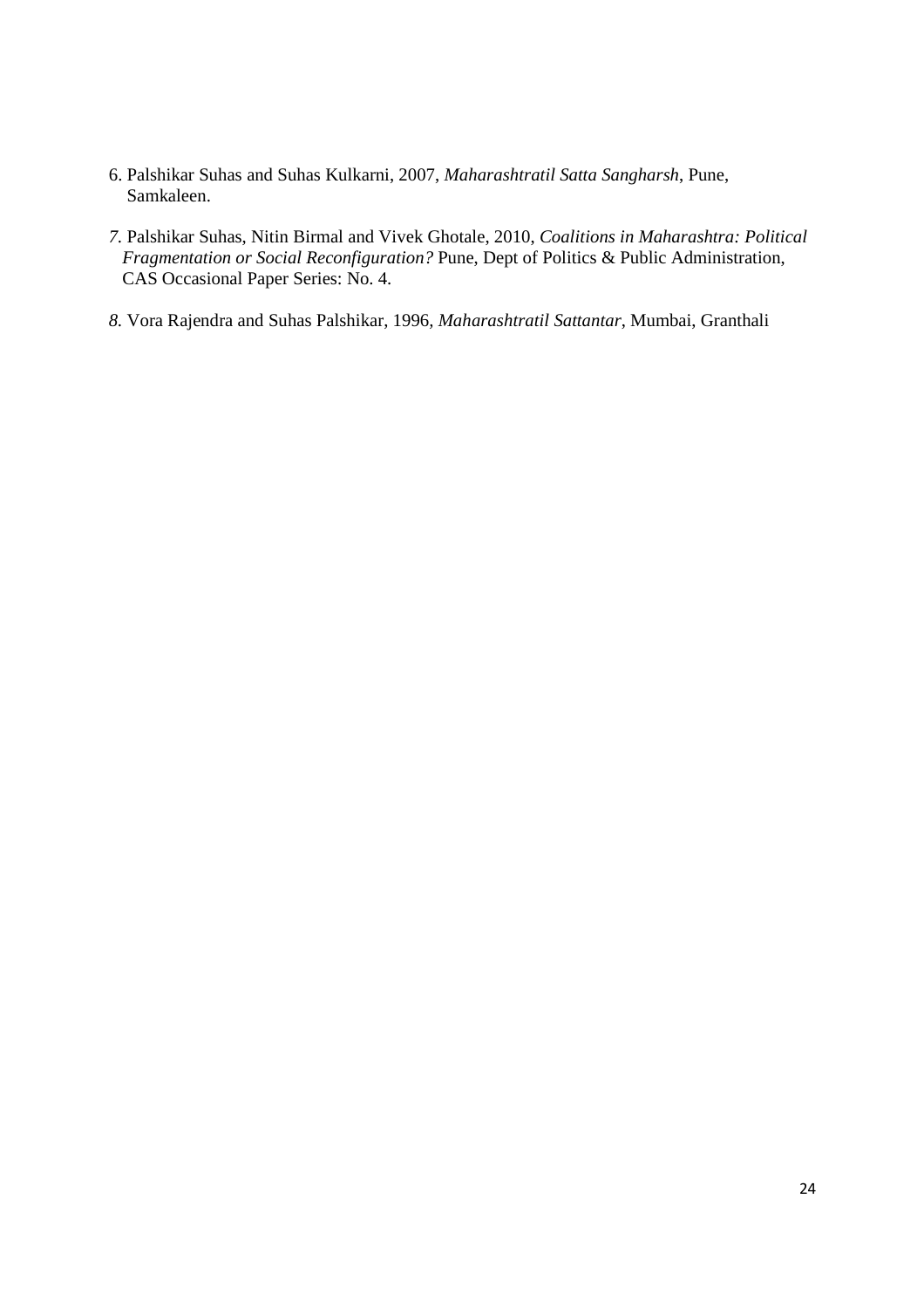6. Palshikar Suhas and Suhas Kulkarni, 2007, *Maharashtratil Satta Sangharsh*, Pune, Samkaleen.

7. Palshikar Suhas, Nitin Birmal and Vivek Ghotale, 2010, *Coalitions in Maharashtra: Political Fragmentation or Social Reconfiguration?* Pune, Dept of Politics & Public Administration, CAS Occasional Paper Series: No. 4.

8. Vora Rajendra and Suhas Palshikar, 1996, *Maharashtratil Sattantar*, Mumbai, Granthali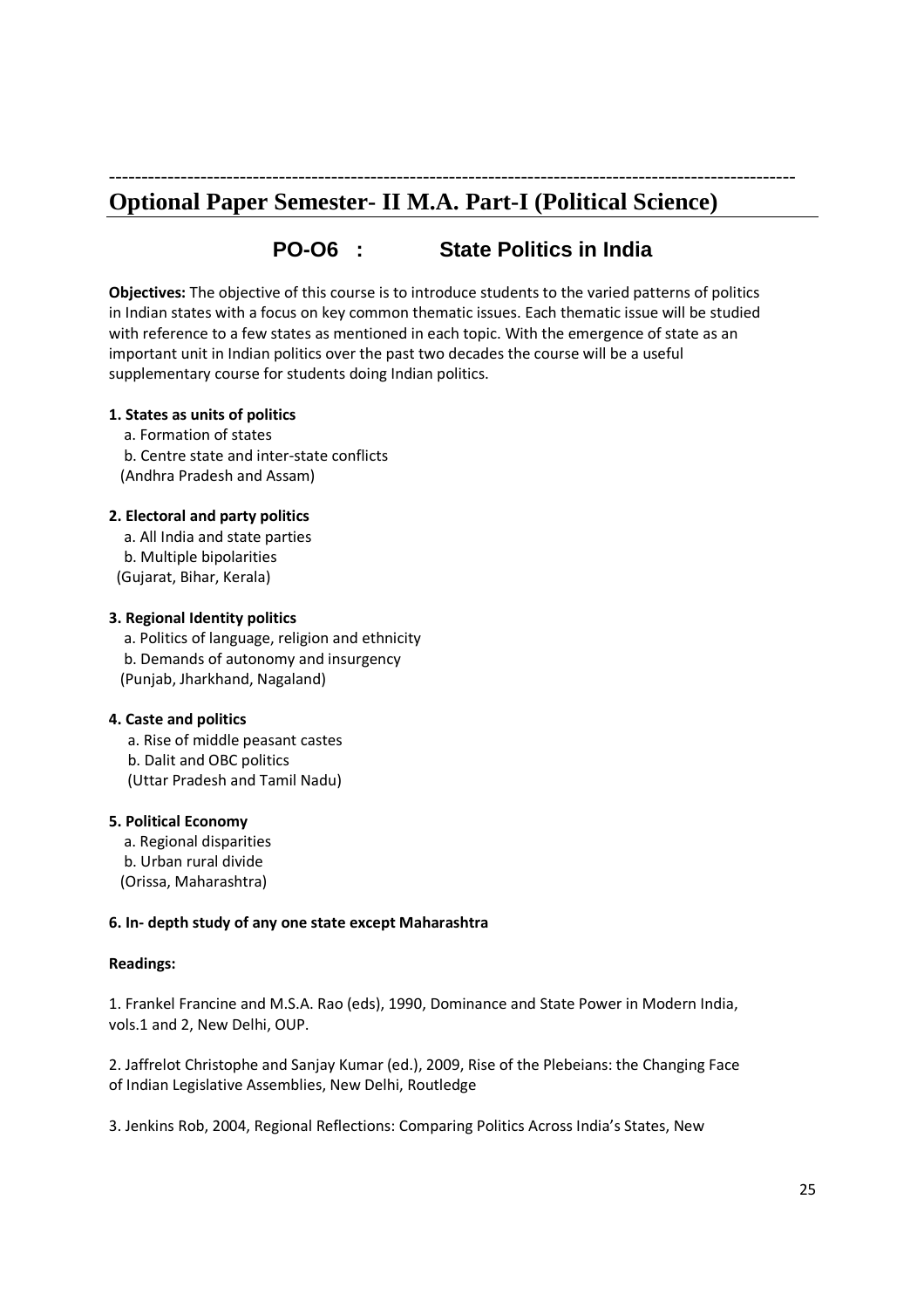## Optional Paper Semester- II M.A. Part-I (Political Science)

### PO-O6 : State Politics in India

**Objectives:** The objective of this course is to introduce students to the varied patterns of politics in Indian states with a focus on key common thematic issues. Each thematic issue will be studied with reference to a few states as mentioned in each topic. With the emergence of state as an important unit in Indian politics over the past two decades the course will be a useful supplementary course for students doing Indian politics.

**1. States as units of politics**

a. Formation of states
b. Centre state and inter-state conflicts
(Andhra Pradesh and Assam)

**2. Electoral and party politics**

a. All India and state parties
b. Multiple bipolarities
(Gujarat, Bihar, Kerala)

**3. Regional Identity politics**

a. Politics of language, religion and ethnicity
b. Demands of autonomy and insurgency
(Punjab, Jharkhand, Nagaland)

**4. Caste and politics**

a. Rise of middle peasant castes
b. Dalit and OBC politics
(Uttar Pradesh and Tamil Nadu)

**5. Political Economy**

a. Regional disparities
b. Urban rural divide
(Orissa, Maharashtra)

**6. In- depth study of any one state except Maharashtra**

**Readings:**

1. Frankel Francine and M.S.A. Rao (eds), 1990, Dominance and State Power in Modern India, vols.1 and 2, New Delhi, OUP.

2. Jaffrelot Christophe and Sanjay Kumar (ed.), 2009, Rise of the Plebeians: the Changing Face of Indian Legislative Assemblies, New Delhi, Routledge

3. Jenkins Rob, 2004, Regional Reflections: Comparing Politics Across India's States, New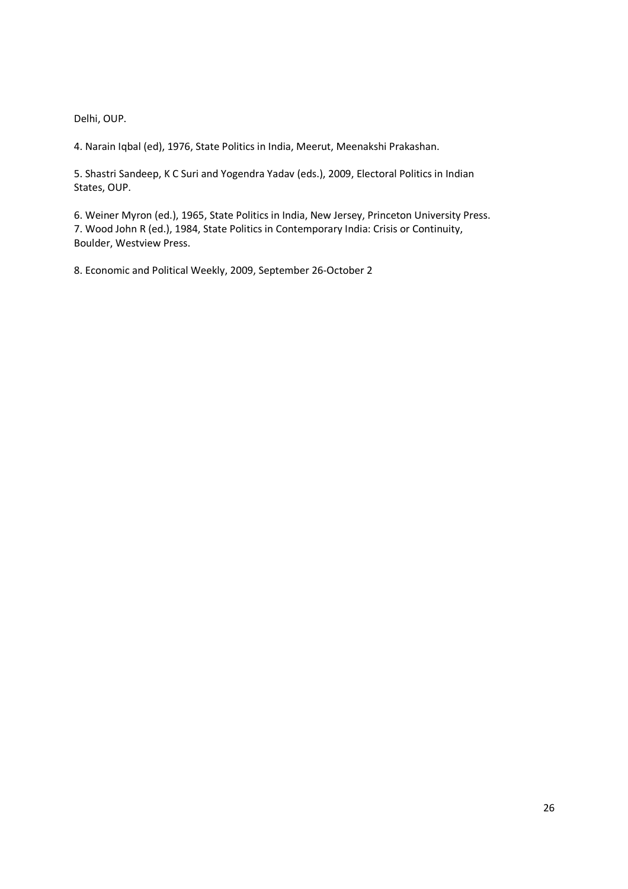Delhi, OUP.

4. Narain Iqbal (ed), 1976, State Politics in India, Meerut, Meenakshi Prakashan.

5. Shastri Sandeep, K C Suri and Yogendra Yadav (eds.), 2009, Electoral Politics in Indian States, OUP.

6. Weiner Myron (ed.), 1965, State Politics in India, New Jersey, Princeton University Press.
7. Wood John R (ed.), 1984, State Politics in Contemporary India: Crisis or Continuity, Boulder, Westview Press.

8. Economic and Political Weekly, 2009, September 26-October 2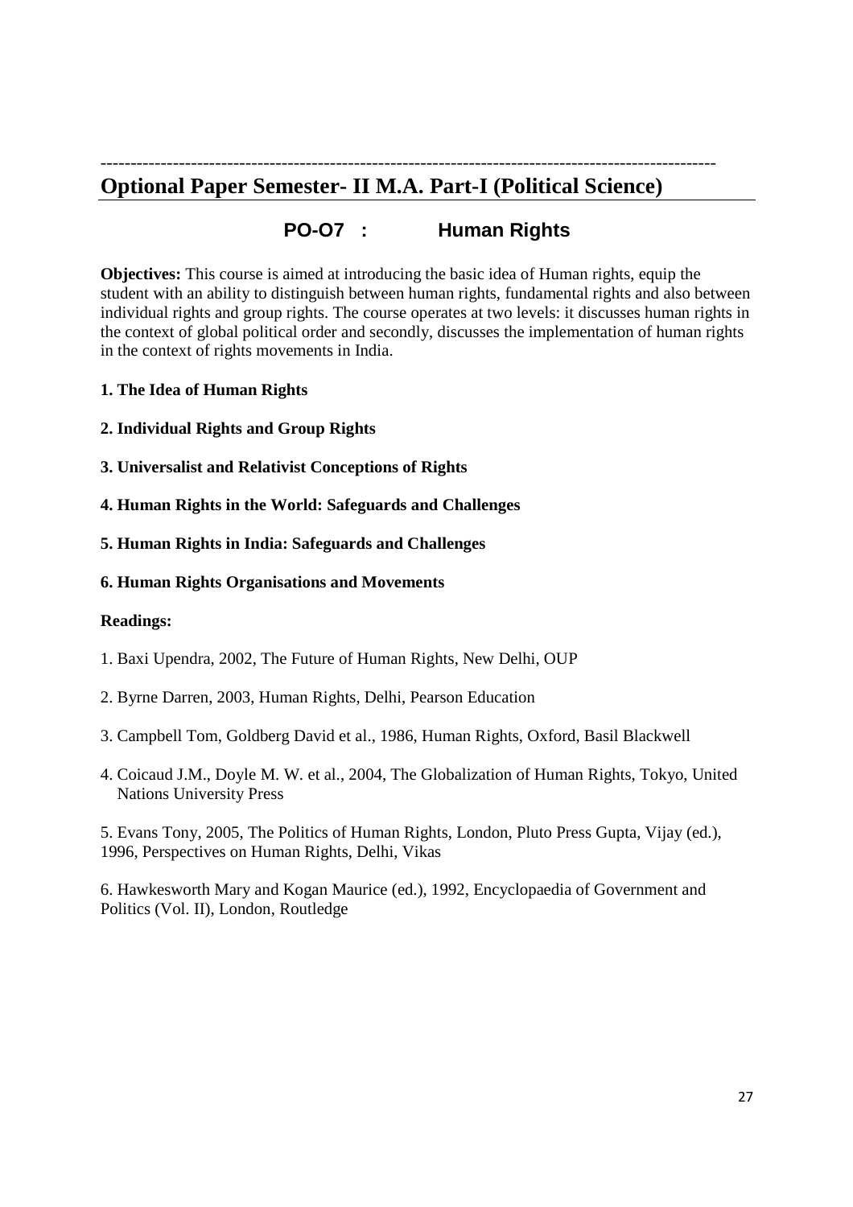---

## Optional Paper Semester- II M.A. Part-I (Political Science)

### PO-O7 : Human Rights

**Objectives:** This course is aimed at introducing the basic idea of Human rights, equip the student with an ability to distinguish between human rights, fundamental rights and also between individual rights and group rights. The course operates at two levels: it discusses human rights in the context of global political order and secondly, discusses the implementation of human rights in the context of rights movements in India.

**1. The Idea of Human Rights**

**2. Individual Rights and Group Rights**

**3. Universalist and Relativist Conceptions of Rights**

**4. Human Rights in the World: Safeguards and Challenges**

**5. Human Rights in India: Safeguards and Challenges**

**6. Human Rights Organisations and Movements**

**Readings:**

1. Baxi Upendra, 2002, The Future of Human Rights, New Delhi, OUP

2. Byrne Darren, 2003, Human Rights, Delhi, Pearson Education

3. Campbell Tom, Goldberg David et al., 1986, Human Rights, Oxford, Basil Blackwell

4. Coicaud J.M., Doyle M. W. et al., 2004, The Globalization of Human Rights, Tokyo, United Nations University Press

5. Evans Tony, 2005, The Politics of Human Rights, London, Pluto Press Gupta, Vijay (ed.), 1996, Perspectives on Human Rights, Delhi, Vikas

6. Hawkesworth Mary and Kogan Maurice (ed.), 1992, Encyclopaedia of Government and Politics (Vol. II), London, Routledge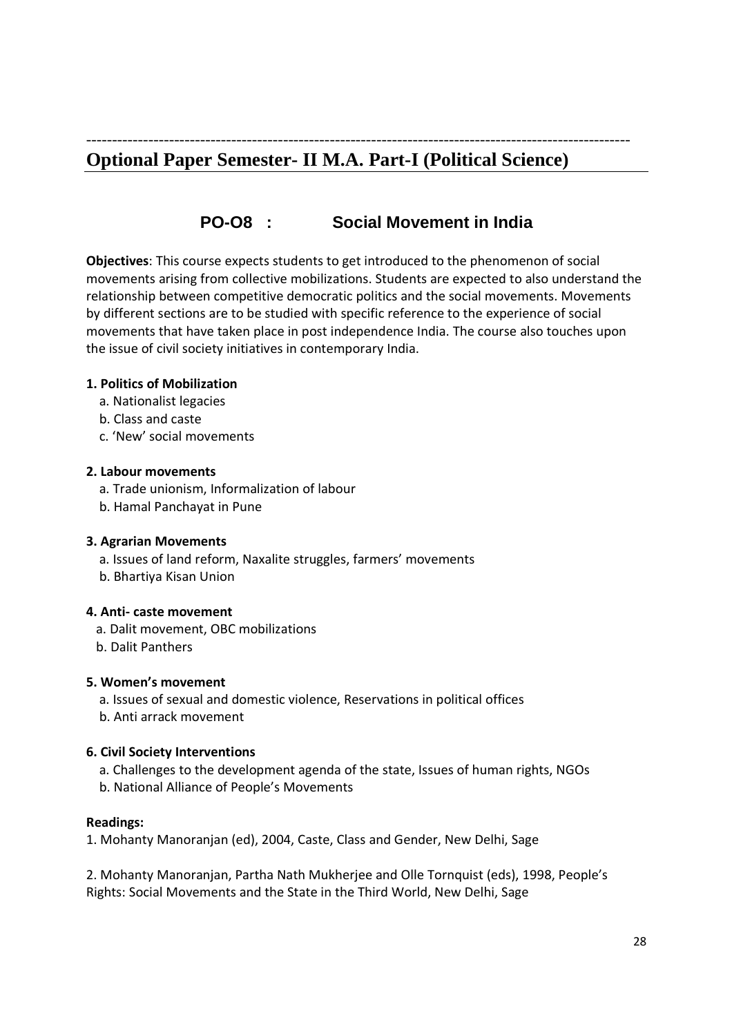---

## Optional Paper Semester- II M.A. Part-I (Political Science)

### PO-O8 : Social Movement in India

**Objectives**: This course expects students to get introduced to the phenomenon of social movements arising from collective mobilizations. Students are expected to also understand the relationship between competitive democratic politics and the social movements. Movements by different sections are to be studied with specific reference to the experience of social movements that have taken place in post independence India. The course also touches upon the issue of civil society initiatives in contemporary India.

**1. Politics of Mobilization**

a. Nationalist legacies
b. Class and caste
c. 'New' social movements

**2. Labour movements**

a. Trade unionism, Informalization of labour
b. Hamal Panchayat in Pune

**3. Agrarian Movements**

a. Issues of land reform, Naxalite struggles, farmers' movements
b. Bhartiya Kisan Union

**4. Anti- caste movement**

a. Dalit movement, OBC mobilizations
b. Dalit Panthers

**5. Women's movement**

a. Issues of sexual and domestic violence, Reservations in political offices
b. Anti arrack movement

**6. Civil Society Interventions**

a. Challenges to the development agenda of the state, Issues of human rights, NGOs
b. National Alliance of People's Movements

**Readings:**

1. Mohanty Manoranjan (ed), 2004, Caste, Class and Gender, New Delhi, Sage

2. Mohanty Manoranjan, Partha Nath Mukherjee and Olle Tornquist (eds), 1998, People's Rights: Social Movements and the State in the Third World, New Delhi, Sage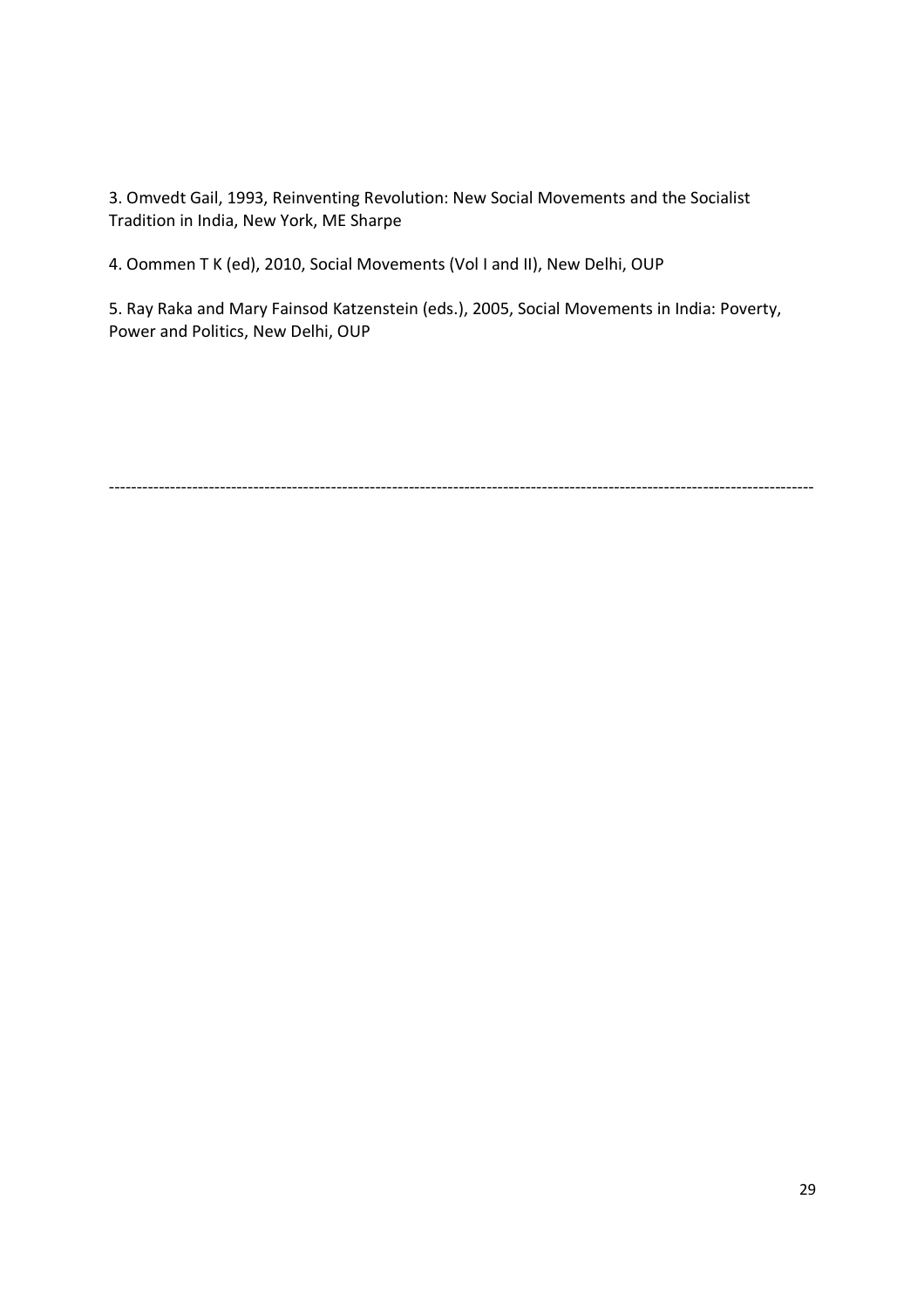3. Omvedt Gail, 1993, Reinventing Revolution: New Social Movements and the Socialist Tradition in India, New York, ME Sharpe

4. Oommen T K (ed), 2010, Social Movements (Vol I and II), New Delhi, OUP

5. Ray Raka and Mary Fainsod Katzenstein (eds.), 2005, Social Movements in India: Poverty, Power and Politics, New Delhi, OUP

---